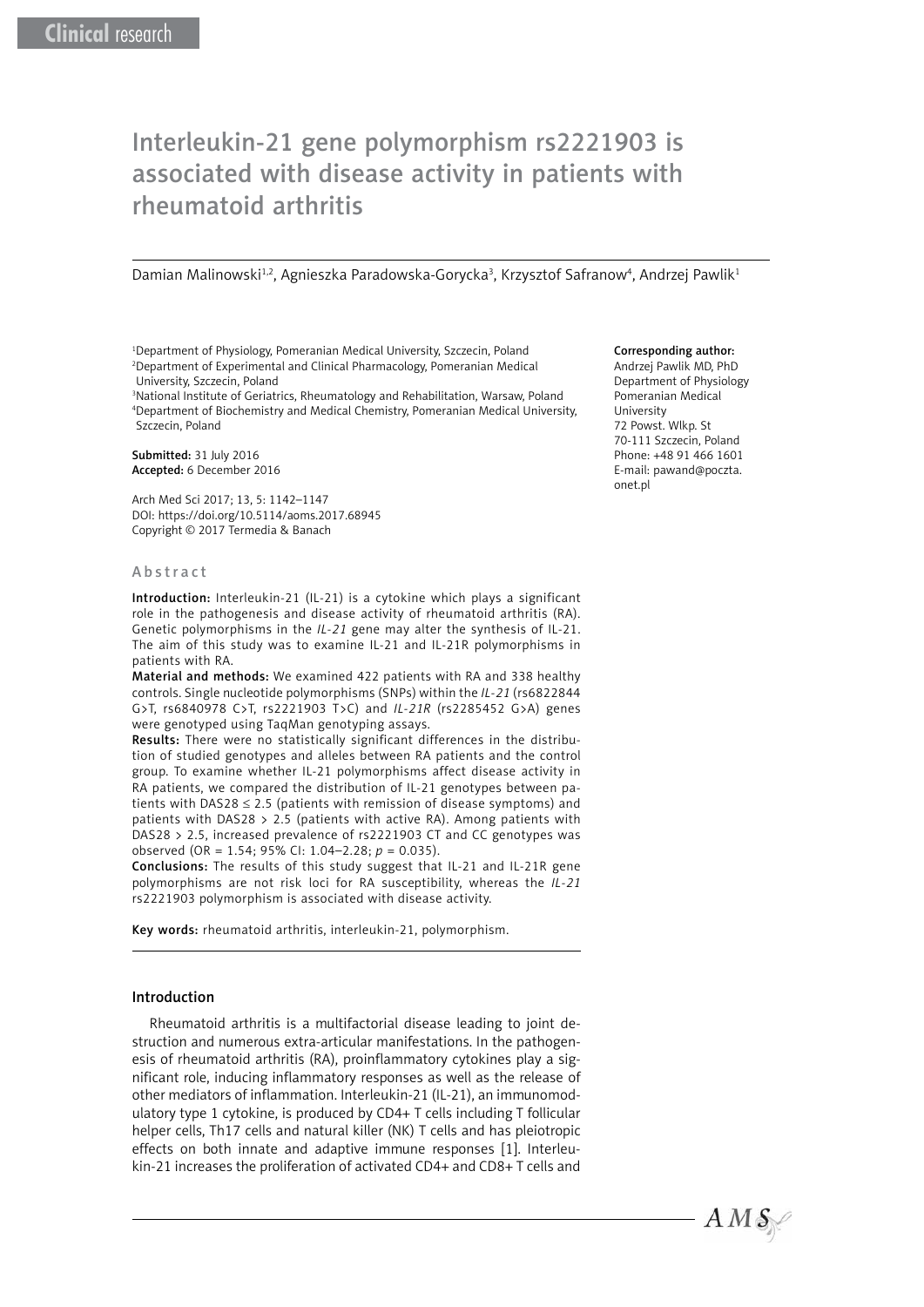Clinical research

# Interleukin-21 gene polymorphism rs2221903 is associated with disease activity in patients with rheumatoid arthritis

Damian Malinowski[1,2], Agnieszka Paradowska-Gorycka[3], Krzysztof Safranow[4], Andrzej Pawlik[1]

[1]Department of Physiology, Pomeranian Medical University, Szczecin, Poland
[2]Department of Experimental and Clinical Pharmacology, Pomeranian Medical University, Szczecin, Poland
[3]National Institute of Geriatrics, Rheumatology and Rehabilitation, Warsaw, Poland
[4]Department of Biochemistry and Medical Chemistry, Pomeranian Medical University, Szczecin, Poland

**Submitted:** 31 July 2016
**Accepted:** 6 December 2016

Arch Med Sci 2017; 13, 5: 1142–1147
DOI: https://doi.org/10.5114/aoms.2017.68945
Copyright © 2017 Termedia & Banach

**Corresponding author:**
Andrzej Pawlik MD, PhD
Department of Physiology
Pomeranian Medical University
72 Powst. Wlkp. St
70-111 Szczecin, Poland
Phone: +48 91 466 1601
E-mail: pawand@poczta.onet.pl

## Abstract

**Introduction:** Interleukin-21 (IL-21) is a cytokine which plays a significant role in the pathogenesis and disease activity of rheumatoid arthritis (RA). Genetic polymorphisms in the *IL-21* gene may alter the synthesis of IL-21. The aim of this study was to examine IL-21 and IL-21R polymorphisms in patients with RA.

**Material and methods:** We examined 422 patients with RA and 338 healthy controls. Single nucleotide polymorphisms (SNPs) within the *IL-21* (rs6822844 G>T, rs6840978 C>T, rs2221903 T>C) and *IL-21R* (rs2285452 G>A) genes were genotyped using TaqMan genotyping assays.

**Results:** There were no statistically significant differences in the distribution of studied genotypes and alleles between RA patients and the control group. To examine whether IL-21 polymorphisms affect disease activity in RA patients, we compared the distribution of IL-21 genotypes between patients with DAS28 ≤ 2.5 (patients with remission of disease symptoms) and patients with DAS28 > 2.5 (patients with active RA). Among patients with DAS28 > 2.5, increased prevalence of rs2221903 CT and CC genotypes was observed (OR = 1.54; 95% CI: 1.04–2.28; $p = 0.035$).

**Conclusions:** The results of this study suggest that IL-21 and IL-21R gene polymorphisms are not risk loci for RA susceptibility, whereas the *IL-21* rs2221903 polymorphism is associated with disease activity.

**Key words:** rheumatoid arthritis, interleukin-21, polymorphism.

## Introduction

Rheumatoid arthritis is a multifactorial disease leading to joint destruction and numerous extra-articular manifestations. In the pathogenesis of rheumatoid arthritis (RA), proinflammatory cytokines play a significant role, inducing inflammatory responses as well as the release of other mediators of inflammation. Interleukin-21 (IL-21), an immunomodulatory type 1 cytokine, is produced by CD4+ T cells including T follicular helper cells, Th17 cells and natural killer (NK) T cells and has pleiotropic effects on both innate and adaptive immune responses [1]. Interleukin-21 increases the proliferation of activated CD4+ and CD8+ T cells and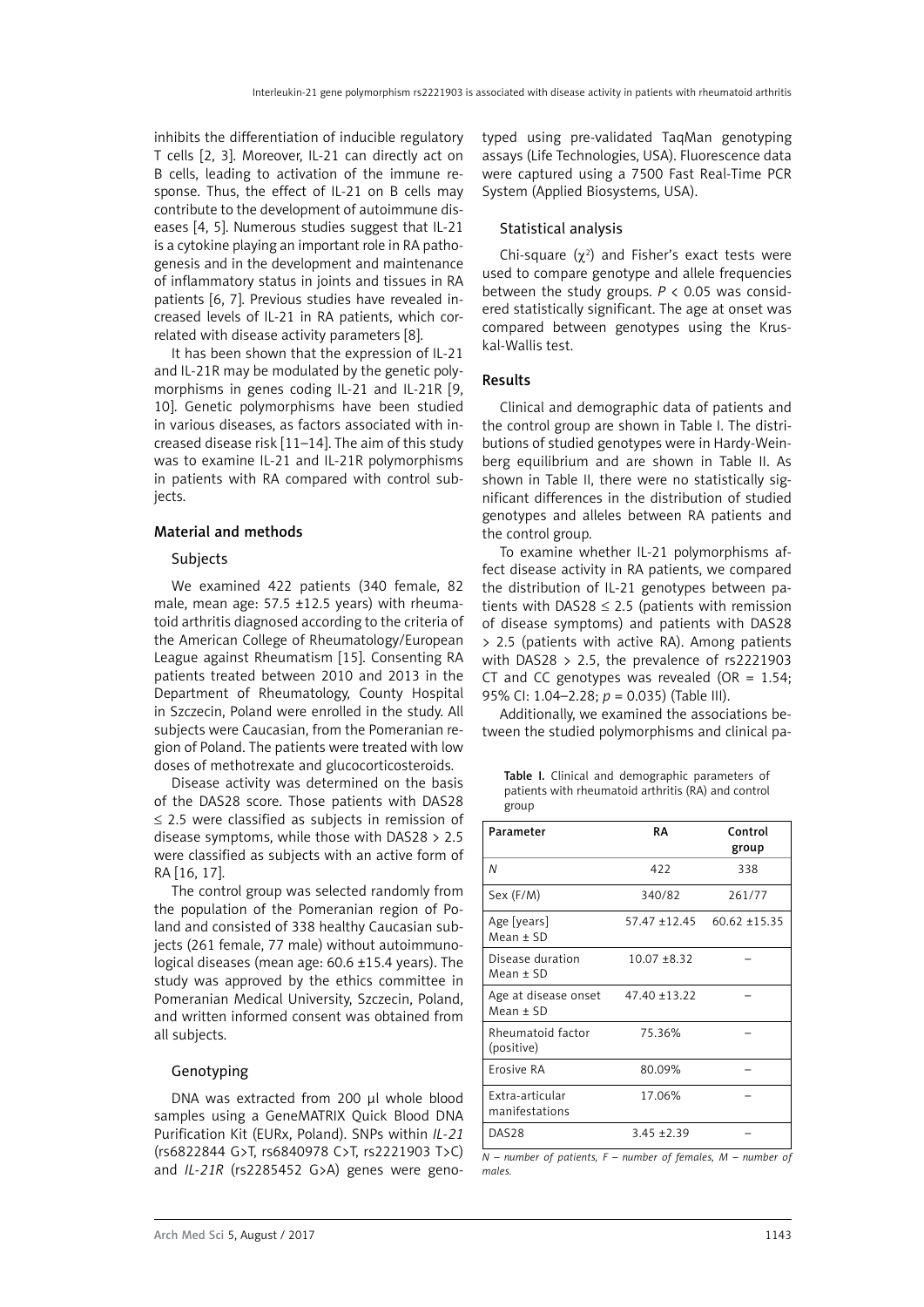inhibits the differentiation of inducible regulatory T cells [2, 3]. Moreover, IL-21 can directly act on B cells, leading to activation of the immune response. Thus, the effect of IL-21 on B cells may contribute to the development of autoimmune diseases [4, 5]. Numerous studies suggest that IL-21 is a cytokine playing an important role in RA pathogenesis and in the development and maintenance of inflammatory status in joints and tissues in RA patients [6, 7]. Previous studies have revealed increased levels of IL-21 in RA patients, which correlated with disease activity parameters [8].

It has been shown that the expression of IL-21 and IL-21R may be modulated by the genetic polymorphisms in genes coding IL-21 and IL-21R [9, 10]. Genetic polymorphisms have been studied in various diseases, as factors associated with increased disease risk [11–14]. The aim of this study was to examine IL-21 and IL-21R polymorphisms in patients with RA compared with control subjects.

## Material and methods

### Subjects

We examined 422 patients (340 female, 82 male, mean age: 57.5 ±12.5 years) with rheumatoid arthritis diagnosed according to the criteria of the American College of Rheumatology/European League against Rheumatism [15]. Consenting RA patients treated between 2010 and 2013 in the Department of Rheumatology, County Hospital in Szczecin, Poland were enrolled in the study. All subjects were Caucasian, from the Pomeranian region of Poland. The patients were treated with low doses of methotrexate and glucocorticosteroids.

Disease activity was determined on the basis of the DAS28 score. Those patients with DAS28 ≤ 2.5 were classified as subjects in remission of disease symptoms, while those with DAS28 > 2.5 were classified as subjects with an active form of RA [16, 17].

The control group was selected randomly from the population of the Pomeranian region of Poland and consisted of 338 healthy Caucasian subjects (261 female, 77 male) without autoimmunological diseases (mean age: 60.6 ±15.4 years). The study was approved by the ethics committee in Pomeranian Medical University, Szczecin, Poland, and written informed consent was obtained from all subjects.

### Genotyping

DNA was extracted from 200 µl whole blood samples using a GeneMATRIX Quick Blood DNA Purification Kit (EURx, Poland). SNPs within *IL-21* (rs6822844 G>T, rs6840978 C>T, rs2221903 T>C) and *IL-21R* (rs2285452 G>A) genes were genotyped using pre-validated TaqMan genotyping assays (Life Technologies, USA). Fluorescence data were captured using a 7500 Fast Real-Time PCR System (Applied Biosystems, USA).

### Statistical analysis

Chi-square ($\chi^2$) and Fisher's exact tests were used to compare genotype and allele frequencies between the study groups. $P < 0.05$ was considered statistically significant. The age at onset was compared between genotypes using the Kruskal-Wallis test.

## Results

Clinical and demographic data of patients and the control group are shown in Table I. The distributions of studied genotypes were in Hardy-Weinberg equilibrium and are shown in Table II. As shown in Table II, there were no statistically significant differences in the distribution of studied genotypes and alleles between RA patients and the control group.

To examine whether IL-21 polymorphisms affect disease activity in RA patients, we compared the distribution of IL-21 genotypes between patients with DAS28 ≤ 2.5 (patients with remission of disease symptoms) and patients with DAS28 > 2.5 (patients with active RA). Among patients with DAS28 > 2.5, the prevalence of rs2221903 CT and CC genotypes was revealed (OR = 1.54; 95% CI: 1.04–2.28; $p = 0.035$) (Table III).

Additionally, we examined the associations between the studied polymorphisms and clinical pa-

**Table I.** Clinical and demographic parameters of patients with rheumatoid arthritis (RA) and control group

| Parameter | RA | Control group |
|---|---|---|
| *N* | 422 | 338 |
| Sex (F/M) | 340/82 | 261/77 |
| Age [years] Mean ± SD | 57.47 ±12.45 | 60.62 ±15.35 |
| Disease duration Mean ± SD | 10.07 ±8.32 | – |
| Age at disease onset Mean ± SD | 47.40 ±13.22 | – |
| Rheumatoid factor (positive) | 75.36% | – |
| Erosive RA | 80.09% | – |
| Extra-articular manifestations | 17.06% | – |
| DAS28 | 3.45 ±2.39 | – |

*N – number of patients, F – number of females, M – number of males.*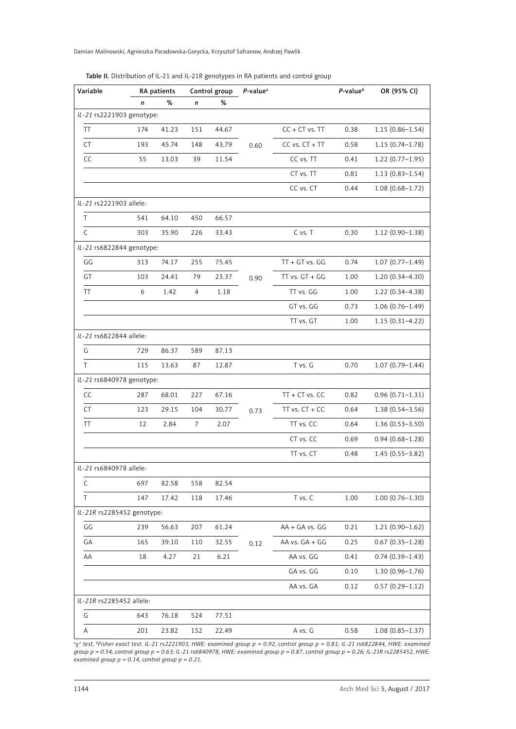**Table II.** Distribution of IL-21 and IL-21R genotypes in RA patients and control group

| Variable | RA patients | | Control group | | *P*-value[a] | | *P*-value[b] | OR (95% CI) |
|---|---|---|---|---|---|---|---|---|
| | *n* | % | *n* | % | | | | |
| *IL-21* rs2221903 genotype: | | | | | | | | |
| TT | 174 | 41.23 | 151 | 44.67 | 0.60 | CC + CT vs. TT | 0.38 | 1.15 (0.86–1.54) |
| CT | 193 | 45.74 | 148 | 43.79 | | CC vs. CT + TT | 0.58 | 1.15 (0.74–1.78) |
| CC | 55 | 13.03 | 39 | 11.54 | | CC vs. TT | 0.41 | 1.22 (0.77–1.95) |
| | | | | | | CT vs. TT | 0.81 | 1.13 (0.83–1.54) |
| | | | | | | CC vs. CT | 0.44 | 1.08 (0.68–1.72) |
| *IL-21* rs2221903 allele: | | | | | | | | |
| T | 541 | 64.10 | 450 | 66.57 | | | | |
| C | 303 | 35.90 | 226 | 33.43 | | C vs. T | 0.30 | 1.12 (0.90–1.38) |
| *IL-21* rs6822844 genotype: | | | | | | | | |
| GG | 313 | 74.17 | 255 | 75.45 | 0.90 | TT + GT vs. GG | 0.74 | 1.07 (0.77–1.49) |
| GT | 103 | 24.41 | 79 | 23.37 | | TT vs. GT + GG | 1.00 | 1.20 (0.34–4.30) |
| TT | 6 | 1.42 | 4 | 1.18 | | TT vs. GG | 1.00 | 1.22 (0.34–4.38) |
| | | | | | | GT vs. GG | 0.73 | 1.06 (0.76–1.49) |
| | | | | | | TT vs. GT | 1.00 | 1.15 (0.31–4.22) |
| *IL-21* rs6822844 allele: | | | | | | | | |
| G | 729 | 86.37 | 589 | 87.13 | | | | |
| T | 115 | 13.63 | 87 | 12.87 | | T vs. G | 0.70 | 1.07 (0.79–1.44) |
| *IL-21* rs6840978 genotype: | | | | | | | | |
| CC | 287 | 68.01 | 227 | 67.16 | 0.73 | TT + CT vs. CC | 0.82 | 0.96 (0.71–1.31) |
| CT | 123 | 29.15 | 104 | 30.77 | | TT vs. CT + CC | 0.64 | 1.38 (0.54–3.56) |
| TT | 12 | 2.84 | 7 | 2.07 | | TT vs. CC | 0.64 | 1.36 (0.53–3.50) |
| | | | | | | CT vs. CC | 0.69 | 0.94 (0.68–1.28) |
| | | | | | | TT vs. CT | 0.48 | 1.45 (0.55–3.82) |
| *IL-21* rs6840978 allele: | | | | | | | | |
| C | 697 | 82.58 | 558 | 82.54 | | | | |
| T | 147 | 17.42 | 118 | 17.46 | | T vs. C | 1.00 | 1.00 (0.76–1.30) |
| *IL-21R* rs2285452 genotype: | | | | | | | | |
| GG | 239 | 56.63 | 207 | 61.24 | 0.12 | AA + GA vs. GG | 0.21 | 1.21 (0.90–1.62) |
| GA | 165 | 39.10 | 110 | 32.55 | | AA vs. GA + GG | 0.25 | 0.67 (0.35–1.28) |
| AA | 18 | 4.27 | 21 | 6.21 | | AA vs. GG | 0.41 | 0.74 (0.39–1.43) |
| | | | | | | GA vs. GG | 0.10 | 1.30 (0.96–1.76) |
| | | | | | | AA vs. GA | 0.12 | 0.57 (0.29–1.12) |
| *IL-21R* rs2285452 allele: | | | | | | | | |
| G | 643 | 76.18 | 524 | 77.51 | | | | |
| A | 201 | 23.82 | 152 | 22.49 | | A vs. G | 0.58 | 1.08 (0.85–1.37) |

[a]$\chi^2$ test, [b]Fisher exact test. *IL-21 rs2221903, HWE: examined group p = 0.92, control group p = 0.81; IL-21 rs6822844, HWE: examined group p = 0.54, control group p = 0.63; IL-21 rs6840978, HWE: examined group p = 0.87, control group p = 0.26; IL-21R rs2285452, HWE: examined group p = 0.14, control group p = 0.21.*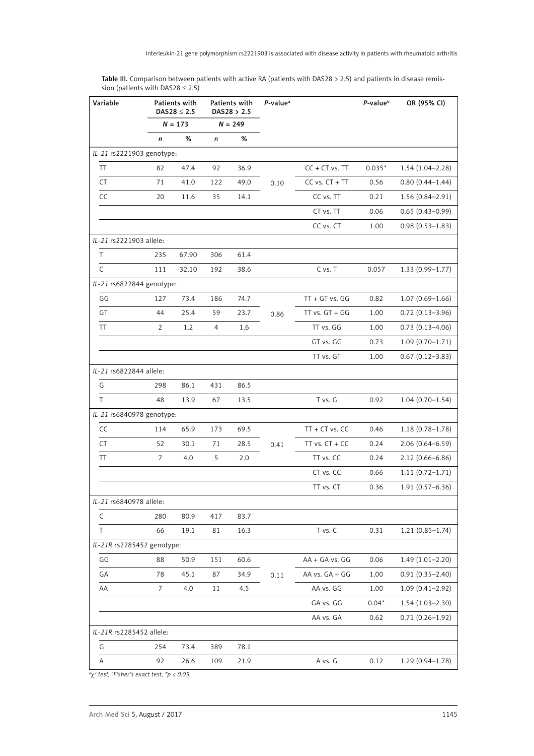**Table III.** Comparison between patients with active RA (patients with DAS28 > 2.5) and patients in disease remission (patients with DAS28 ≤ 2.5)

| Variable | Patients with DAS28 ≤ 2.5 | | Patients with DAS28 > 2.5 | | *P*-value[a] | | *P*-value[b] | OR (95% CI) |
|---|---|---|---|---|---|---|---|---|
| | *N* = 173 | | *N* = 249 | | | | | |
| | *n* | % | *n* | % | | | | |
| *IL-21* rs2221903 genotype: | | | | | | | | |
| TT | 82 | 47.4 | 92 | 36.9 | 0.10 | CC + CT vs. TT | 0.035* | 1.54 (1.04–2.28) |
| CT | 71 | 41.0 | 122 | 49.0 | | CC vs. CT + TT | 0.56 | 0.80 (0.44–1.44) |
| CC | 20 | 11.6 | 35 | 14.1 | | CC vs. TT | 0.21 | 1.56 (0.84–2.91) |
| | | | | | | CT vs. TT | 0.06 | 0.65 (0.43–0.99) |
| | | | | | | CC vs. CT | 1.00 | 0.98 (0.53–1.83) |
| *IL-21* rs2221903 allele: | | | | | | | | |
| T | 235 | 67.90 | 306 | 61.4 | | | | |
| C | 111 | 32.10 | 192 | 38.6 | | C vs. T | 0.057 | 1.33 (0.99–1.77) |
| *IL-21* rs6822844 genotype: | | | | | | | | |
| GG | 127 | 73.4 | 186 | 74.7 | 0.86 | TT + GT vs. GG | 0.82 | 1.07 (0.69–1.66) |
| GT | 44 | 25.4 | 59 | 23.7 | | TT vs. GT + GG | 1.00 | 0.72 (0.13–3.96) |
| TT | 2 | 1.2 | 4 | 1.6 | | TT vs. GG | 1.00 | 0.73 (0.13–4.06) |
| | | | | | | GT vs. GG | 0.73 | 1.09 (0.70–1.71) |
| | | | | | | TT vs. GT | 1.00 | 0.67 (0.12–3.83) |
| *IL-21* rs6822844 allele: | | | | | | | | |
| G | 298 | 86.1 | 431 | 86.5 | | | | |
| T | 48 | 13.9 | 67 | 13.5 | | T vs. G | 0.92 | 1.04 (0.70–1.54) |
| *IL-21* rs6840978 genotype: | | | | | | | | |
| CC | 114 | 65.9 | 173 | 69.5 | 0.41 | TT + CT vs. CC | 0.46 | 1.18 (0.78–1.78) |
| CT | 52 | 30.1 | 71 | 28.5 | | TT vs. CT + CC | 0.24 | 2.06 (0.64–6.59) |
| TT | 7 | 4.0 | 5 | 2.0 | | TT vs. CC | 0.24 | 2.12 (0.66–6.86) |
| | | | | | | CT vs. CC | 0.66 | 1.11 (0.72–1.71) |
| | | | | | | TT vs. CT | 0.36 | 1.91 (0.57–6.36) |
| *IL-21* rs6840978 allele: | | | | | | | | |
| C | 280 | 80.9 | 417 | 83.7 | | | | |
| T | 66 | 19.1 | 81 | 16.3 | | T vs. C | 0.31 | 1.21 (0.85–1.74) |
| *IL-21R* rs2285452 genotype: | | | | | | | | |
| GG | 88 | 50.9 | 151 | 60.6 | 0.11 | AA + GA vs. GG | 0.06 | 1.49 (1.01–2.20) |
| GA | 78 | 45.1 | 87 | 34.9 | | AA vs. GA + GG | 1.00 | 0.91 (0.35–2.40) |
| AA | 7 | 4.0 | 11 | 4.5 | | AA vs. GG | 1.00 | 1.09 (0.41–2.92) |
| | | | | | | GA vs. GG | 0.04* | 1.54 (1.03–2.30) |
| | | | | | | AA vs. GA | 0.62 | 0.71 (0.26–1.92) |
| *IL-21R* rs2285452 allele: | | | | | | | | |
| G | 254 | 73.4 | 389 | 78.1 | | | | |
| A | 92 | 26.6 | 109 | 21.9 | | A vs. G | 0.12 | 1.29 (0.94–1.78) |

[a]$\chi^2$ test, [b]Fisher's exact test, *$p < 0.05$.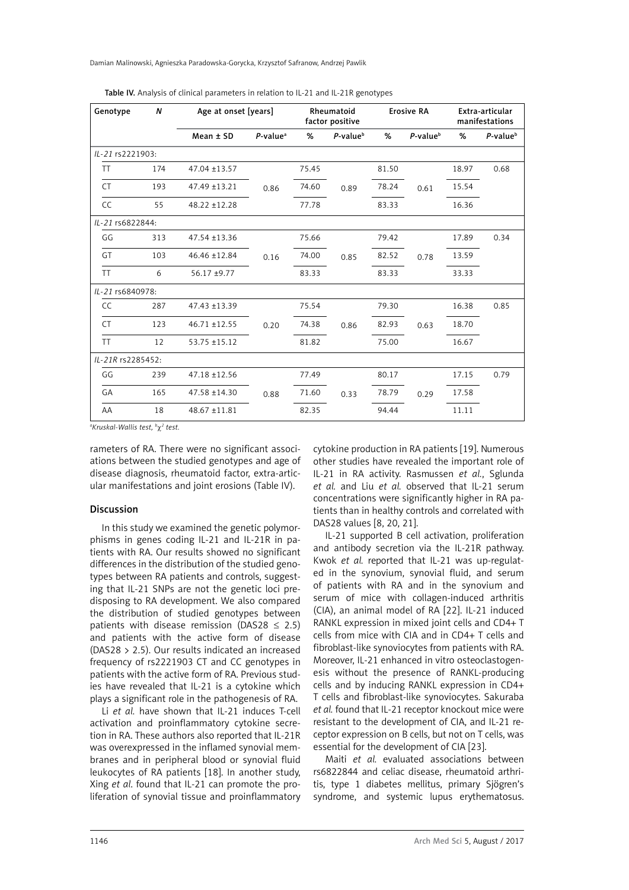**Table IV.** Analysis of clinical parameters in relation to IL-21 and IL-21R genotypes

| Genotype | *N* | Age at onset [years] | | Rheumatoid factor positive | | Erosive RA | | Extra-articular manifestations | |
|---|---|---|---|---|---|---|---|---|---|
| | | Mean ± SD | *P*-value[a] | % | *P*-value[b] | % | *P*-value[b] | % | *P*-value[b] |
| *IL-21* rs2221903: | | | | | | | | | |
| TT | 174 | 47.04 ±13.57 | 0.86 | 75.45 | 0.89 | 81.50 | 0.61 | 18.97 | 0.68 |
| CT | 193 | 47.49 ±13.21 | | 74.60 | | 78.24 | | 15.54 | |
| CC | 55 | 48.22 ±12.28 | | 77.78 | | 83.33 | | 16.36 | |
| *IL-21* rs6822844: | | | | | | | | | |
| GG | 313 | 47.54 ±13.36 | 0.16 | 75.66 | 0.85 | 79.42 | 0.78 | 17.89 | 0.34 |
| GT | 103 | 46.46 ±12.84 | | 74.00 | | 82.52 | | 13.59 | |
| TT | 6 | 56.17 ±9.77 | | 83.33 | | 83.33 | | 33.33 | |
| *IL-21* rs6840978: | | | | | | | | | |
| CC | 287 | 47.43 ±13.39 | 0.20 | 75.54 | 0.86 | 79.30 | 0.63 | 16.38 | 0.85 |
| CT | 123 | 46.71 ±12.55 | | 74.38 | | 82.93 | | 18.70 | |
| TT | 12 | 53.75 ±15.12 | | 81.82 | | 75.00 | | 16.67 | |
| *IL-21R* rs2285452: | | | | | | | | | |
| GG | 239 | 47.18 ±12.56 | 0.88 | 77.49 | 0.33 | 80.17 | 0.29 | 17.15 | 0.79 |
| GA | 165 | 47.58 ±14.30 | | 71.60 | | 78.79 | | 17.58 | |
| AA | 18 | 48.67 ±11.81 | | 82.35 | | 94.44 | | 11.11 | |

[a]*Kruskal-Wallis test,* [b]$\chi^2$ *test.*

rameters of RA. There were no significant associations between the studied genotypes and age of disease diagnosis, rheumatoid factor, extra-articular manifestations and joint erosions (Table IV).

## Discussion

In this study we examined the genetic polymorphisms in genes coding IL-21 and IL-21R in patients with RA. Our results showed no significant differences in the distribution of the studied genotypes between RA patients and controls, suggesting that IL-21 SNPs are not the genetic loci predisposing to RA development. We also compared the distribution of studied genotypes between patients with disease remission (DAS28 ≤ 2.5) and patients with the active form of disease (DAS28 > 2.5). Our results indicated an increased frequency of rs2221903 CT and CC genotypes in patients with the active form of RA. Previous studies have revealed that IL-21 is a cytokine which plays a significant role in the pathogenesis of RA.

Li *et al.* have shown that IL-21 induces T-cell activation and proinflammatory cytokine secretion in RA. These authors also reported that IL-21R was overexpressed in the inflamed synovial membranes and in peripheral blood or synovial fluid leukocytes of RA patients [18]. In another study, Xing *et al.* found that IL-21 can promote the proliferation of synovial tissue and proinflammatory cytokine production in RA patients [19]. Numerous other studies have revealed the important role of IL-21 in RA activity. Rasmussen *et al.*, Sglunda *et al.* and Liu *et al.* observed that IL-21 serum concentrations were significantly higher in RA patients than in healthy controls and correlated with DAS28 values [8, 20, 21].

IL-21 supported B cell activation, proliferation and antibody secretion via the IL-21R pathway. Kwok *et al.* reported that IL-21 was up-regulated in the synovium, synovial fluid, and serum of patients with RA and in the synovium and serum of mice with collagen-induced arthritis (CIA), an animal model of RA [22]. IL-21 induced RANKL expression in mixed joint cells and CD4+ T cells from mice with CIA and in CD4+ T cells and fibroblast-like synoviocytes from patients with RA. Moreover, IL-21 enhanced in vitro osteoclastogenesis without the presence of RANKL-producing cells and by inducing RANKL expression in CD4+ T cells and fibroblast-like synoviocytes. Sakuraba *et al.* found that IL-21 receptor knockout mice were resistant to the development of CIA, and IL-21 receptor expression on B cells, but not on T cells, was essential for the development of CIA [23].

Maiti *et al.* evaluated associations between rs6822844 and celiac disease, rheumatoid arthritis, type 1 diabetes mellitus, primary Sjögren's syndrome, and systemic lupus erythematosus.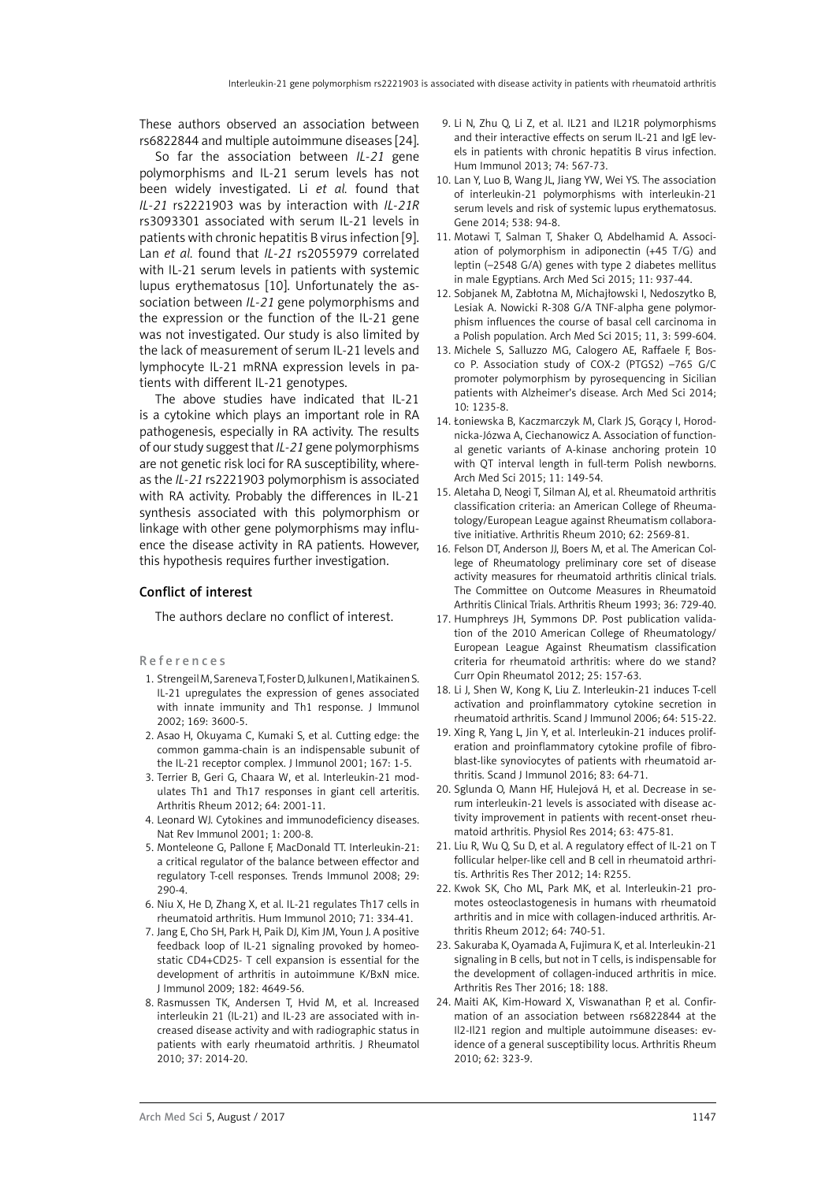These authors observed an association between rs6822844 and multiple autoimmune diseases [24].

So far the association between *IL-21* gene polymorphisms and IL-21 serum levels has not been widely investigated. Li *et al.* found that *IL-21* rs2221903 was by interaction with *IL-21R* rs3093301 associated with serum IL-21 levels in patients with chronic hepatitis B virus infection [9]. Lan *et al.* found that *IL-21* rs2055979 correlated with IL-21 serum levels in patients with systemic lupus erythematosus [10]. Unfortunately the association between *IL-21* gene polymorphisms and the expression or the function of the IL-21 gene was not investigated. Our study is also limited by the lack of measurement of serum IL-21 levels and lymphocyte IL-21 mRNA expression levels in patients with different IL-21 genotypes.

The above studies have indicated that IL-21 is a cytokine which plays an important role in RA pathogenesis, especially in RA activity. The results of our study suggest that *IL-21* gene polymorphisms are not genetic risk loci for RA susceptibility, whereas the *IL-21* rs2221903 polymorphism is associated with RA activity. Probably the differences in IL-21 synthesis associated with this polymorphism or linkage with other gene polymorphisms may influence the disease activity in RA patients. However, this hypothesis requires further investigation.

## Conflict of interest

The authors declare no conflict of interest.

## References

1. Strengeil M, Sareneva T, Foster D, Julkunen I, Matikainen S. IL-21 upregulates the expression of genes associated with innate immunity and Th1 response. J Immunol 2002; 169: 3600-5.
2. Asao H, Okuyama C, Kumaki S, et al. Cutting edge: the common gamma-chain is an indispensable subunit of the IL-21 receptor complex. J Immunol 2001; 167: 1-5.
3. Terrier B, Geri G, Chaara W, et al. Interleukin-21 modulates Th1 and Th17 responses in giant cell arteritis. Arthritis Rheum 2012; 64: 2001-11.
4. Leonard WJ. Cytokines and immunodeficiency diseases. Nat Rev Immunol 2001; 1: 200-8.
5. Monteleone G, Pallone F, MacDonald TT. Interleukin-21: a critical regulator of the balance between effector and regulatory T-cell responses. Trends Immunol 2008; 29: 290-4.
6. Niu X, He D, Zhang X, et al. IL-21 regulates Th17 cells in rheumatoid arthritis. Hum Immunol 2010; 71: 334-41.
7. Jang E, Cho SH, Park H, Paik DJ, Kim JM, Youn J. A positive feedback loop of IL-21 signaling provoked by homeostatic CD4+CD25- T cell expansion is essential for the development of arthritis in autoimmune K/BxN mice. J Immunol 2009; 182: 4649-56.
8. Rasmussen TK, Andersen T, Hvid M, et al. Increased interleukin 21 (IL-21) and IL-23 are associated with increased disease activity and with radiographic status in patients with early rheumatoid arthritis. J Rheumatol 2010; 37: 2014-20.
9. Li N, Zhu Q, Li Z, et al. IL21 and IL21R polymorphisms and their interactive effects on serum IL-21 and IgE levels in patients with chronic hepatitis B virus infection. Hum Immunol 2013; 74: 567-73.
10. Lan Y, Luo B, Wang JL, Jiang YW, Wei YS. The association of interleukin-21 polymorphisms with interleukin-21 serum levels and risk of systemic lupus erythematosus. Gene 2014; 538: 94-8.
11. Motawi T, Salman T, Shaker O, Abdelhamid A. Association of polymorphism in adiponectin (+45 T/G) and leptin (–2548 G/A) genes with type 2 diabetes mellitus in male Egyptians. Arch Med Sci 2015; 11: 937-44.
12. Sobjanek M, Zabłotna M, Michajłowski I, Nedoszytko B, Lesiak A. Nowicki R-308 G/A TNF-alpha gene polymorphism influences the course of basal cell carcinoma in a Polish population. Arch Med Sci 2015; 11, 3: 599-604.
13. Michele S, Salluzzo MG, Calogero AE, Raffaele F, Bosco P. Association study of COX-2 (PTGS2) –765 G/C promoter polymorphism by pyrosequencing in Sicilian patients with Alzheimer's disease. Arch Med Sci 2014; 10: 1235-8.
14. Łoniewska B, Kaczmarczyk M, Clark JS, Gorący I, Horodnicka-Józwa A, Ciechanowicz A. Association of functional genetic variants of A-kinase anchoring protein 10 with QT interval length in full-term Polish newborns. Arch Med Sci 2015; 11: 149-54.
15. Aletaha D, Neogi T, Silman AJ, et al. Rheumatoid arthritis classification criteria: an American College of Rheumatology/European League against Rheumatism collaborative initiative. Arthritis Rheum 2010; 62: 2569-81.
16. Felson DT, Anderson JJ, Boers M, et al. The American College of Rheumatology preliminary core set of disease activity measures for rheumatoid arthritis clinical trials. The Committee on Outcome Measures in Rheumatoid Arthritis Clinical Trials. Arthritis Rheum 1993; 36: 729-40.
17. Humphreys JH, Symmons DP. Post publication validation of the 2010 American College of Rheumatology/European League Against Rheumatism classification criteria for rheumatoid arthritis: where do we stand? Curr Opin Rheumatol 2012; 25: 157-63.
18. Li J, Shen W, Kong K, Liu Z. Interleukin-21 induces T-cell activation and proinflammatory cytokine secretion in rheumatoid arthritis. Scand J Immunol 2006; 64: 515-22.
19. Xing R, Yang L, Jin Y, et al. Interleukin-21 induces proliferation and proinflammatory cytokine profile of fibroblast-like synoviocytes of patients with rheumatoid arthritis. Scand J Immunol 2016; 83: 64-71.
20. Sglunda O, Mann HF, Hulejová H, et al. Decrease in serum interleukin-21 levels is associated with disease activity improvement in patients with recent-onset rheumatoid arthritis. Physiol Res 2014; 63: 475-81.
21. Liu R, Wu Q, Su D, et al. A regulatory effect of IL-21 on T follicular helper-like cell and B cell in rheumatoid arthritis. Arthritis Res Ther 2012; 14: R255.
22. Kwok SK, Cho ML, Park MK, et al. Interleukin-21 promotes osteoclastogenesis in humans with rheumatoid arthritis and in mice with collagen-induced arthritis. Arthritis Rheum 2012; 64: 740-51.
23. Sakuraba K, Oyamada A, Fujimura K, et al. Interleukin-21 signaling in B cells, but not in T cells, is indispensable for the development of collagen-induced arthritis in mice. Arthritis Res Ther 2016; 18: 188.
24. Maiti AK, Kim-Howard X, Viswanathan P, et al. Confirmation of an association between rs6822844 at the Il2-Il21 region and multiple autoimmune diseases: evidence of a general susceptibility locus. Arthritis Rheum 2010; 62: 323-9.